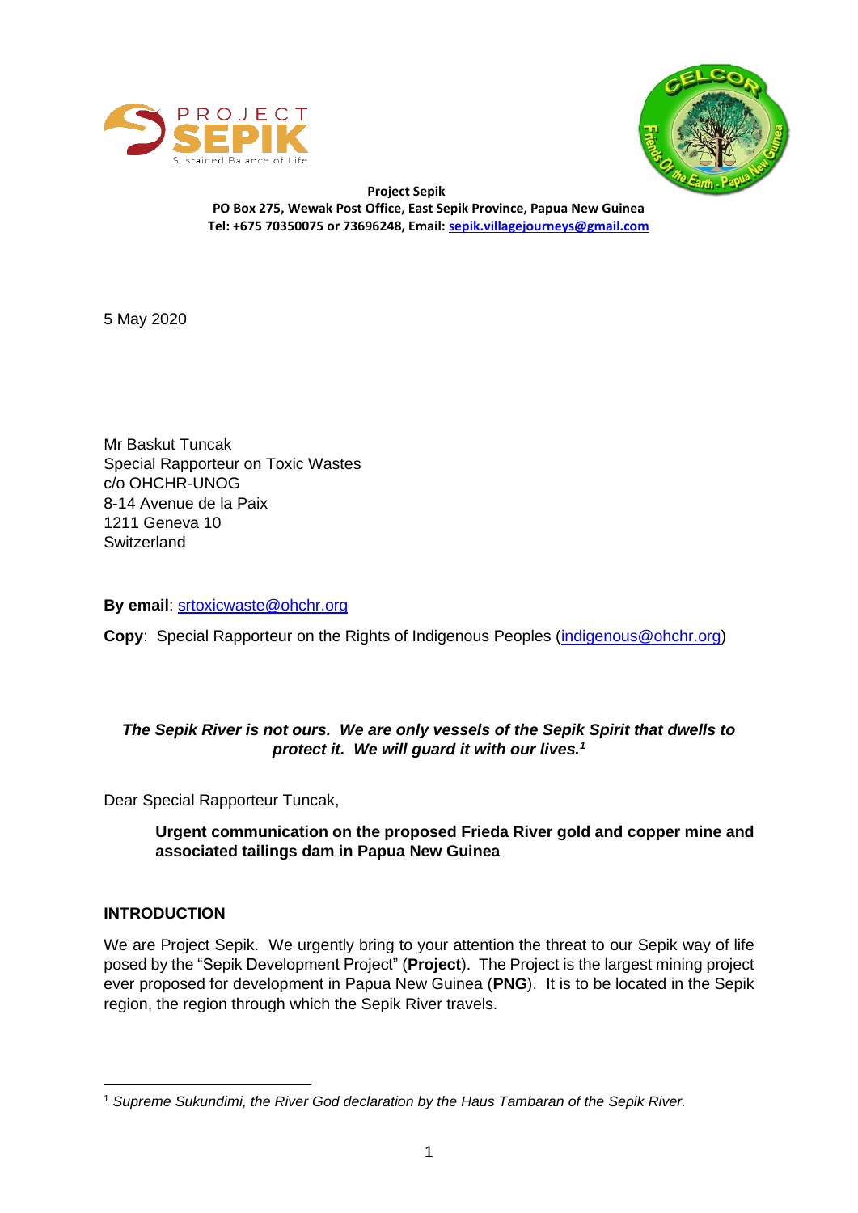**Project Sepik**
**PO Box 275, Wewak Post Office, East Sepik Province, Papua New Guinea**
**Tel: +675 70350075 or 73696248, Email: sepik.villagejourneys@gmail.com**

5 May 2020

Mr Baskut Tuncak
Special Rapporteur on Toxic Wastes
c/o OHCHR-UNOG
8-14 Avenue de la Paix
1211 Geneva 10
Switzerland

**By email**: srtoxicwaste@ohchr.org

**Copy**: Special Rapporteur on the Rights of Indigenous Peoples (indigenous@ohchr.org)

***The Sepik River is not ours. We are only vessels of the Sepik Spirit that dwells to protect it. We will guard it with our lives.***[1]

Dear Special Rapporteur Tuncak,

> **Urgent communication on the proposed Frieda River gold and copper mine and associated tailings dam in Papua New Guinea**

## INTRODUCTION

We are Project Sepik. We urgently bring to your attention the threat to our Sepik way of life posed by the "Sepik Development Project" (**Project**). The Project is the largest mining project ever proposed for development in Papua New Guinea (**PNG**). It is to be located in the Sepik region, the region through which the Sepik River travels.

---

[1] *Supreme Sukundimi, the River God declaration by the Haus Tambaran of the Sepik River.*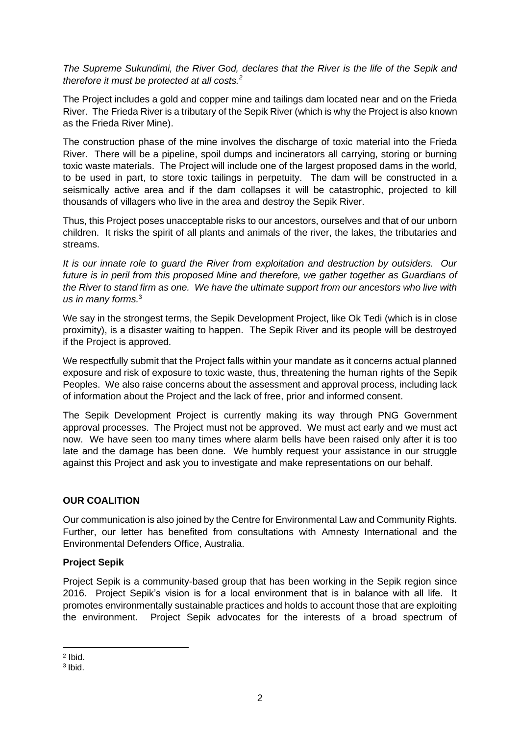*The Supreme Sukundimi, the River God, declares that the River is the life of the Sepik and therefore it must be protected at all costs.*[2]

The Project includes a gold and copper mine and tailings dam located near and on the Frieda River. The Frieda River is a tributary of the Sepik River (which is why the Project is also known as the Frieda River Mine).

The construction phase of the mine involves the discharge of toxic material into the Frieda River. There will be a pipeline, spoil dumps and incinerators all carrying, storing or burning toxic waste materials. The Project will include one of the largest proposed dams in the world, to be used in part, to store toxic tailings in perpetuity. The dam will be constructed in a seismically active area and if the dam collapses it will be catastrophic, projected to kill thousands of villagers who live in the area and destroy the Sepik River.

Thus, this Project poses unacceptable risks to our ancestors, ourselves and that of our unborn children. It risks the spirit of all plants and animals of the river, the lakes, the tributaries and streams.

*It is our innate role to guard the River from exploitation and destruction by outsiders. Our future is in peril from this proposed Mine and therefore, we gather together as Guardians of the River to stand firm as one. We have the ultimate support from our ancestors who live with us in many forms.*[3]

We say in the strongest terms, the Sepik Development Project, like Ok Tedi (which is in close proximity), is a disaster waiting to happen. The Sepik River and its people will be destroyed if the Project is approved.

We respectfully submit that the Project falls within your mandate as it concerns actual planned exposure and risk of exposure to toxic waste, thus, threatening the human rights of the Sepik Peoples. We also raise concerns about the assessment and approval process, including lack of information about the Project and the lack of free, prior and informed consent.

The Sepik Development Project is currently making its way through PNG Government approval processes. The Project must not be approved. We must act early and we must act now. We have seen too many times where alarm bells have been raised only after it is too late and the damage has been done. We humbly request your assistance in our struggle against this Project and ask you to investigate and make representations on our behalf.

## OUR COALITION

Our communication is also joined by the Centre for Environmental Law and Community Rights. Further, our letter has benefited from consultations with Amnesty International and the Environmental Defenders Office, Australia.

### Project Sepik

Project Sepik is a community-based group that has been working in the Sepik region since 2016. Project Sepik's vision is for a local environment that is in balance with all life. It promotes environmentally sustainable practices and holds to account those that are exploiting the environment. Project Sepik advocates for the interests of a broad spectrum of

---

[2] Ibid.

[3] Ibid.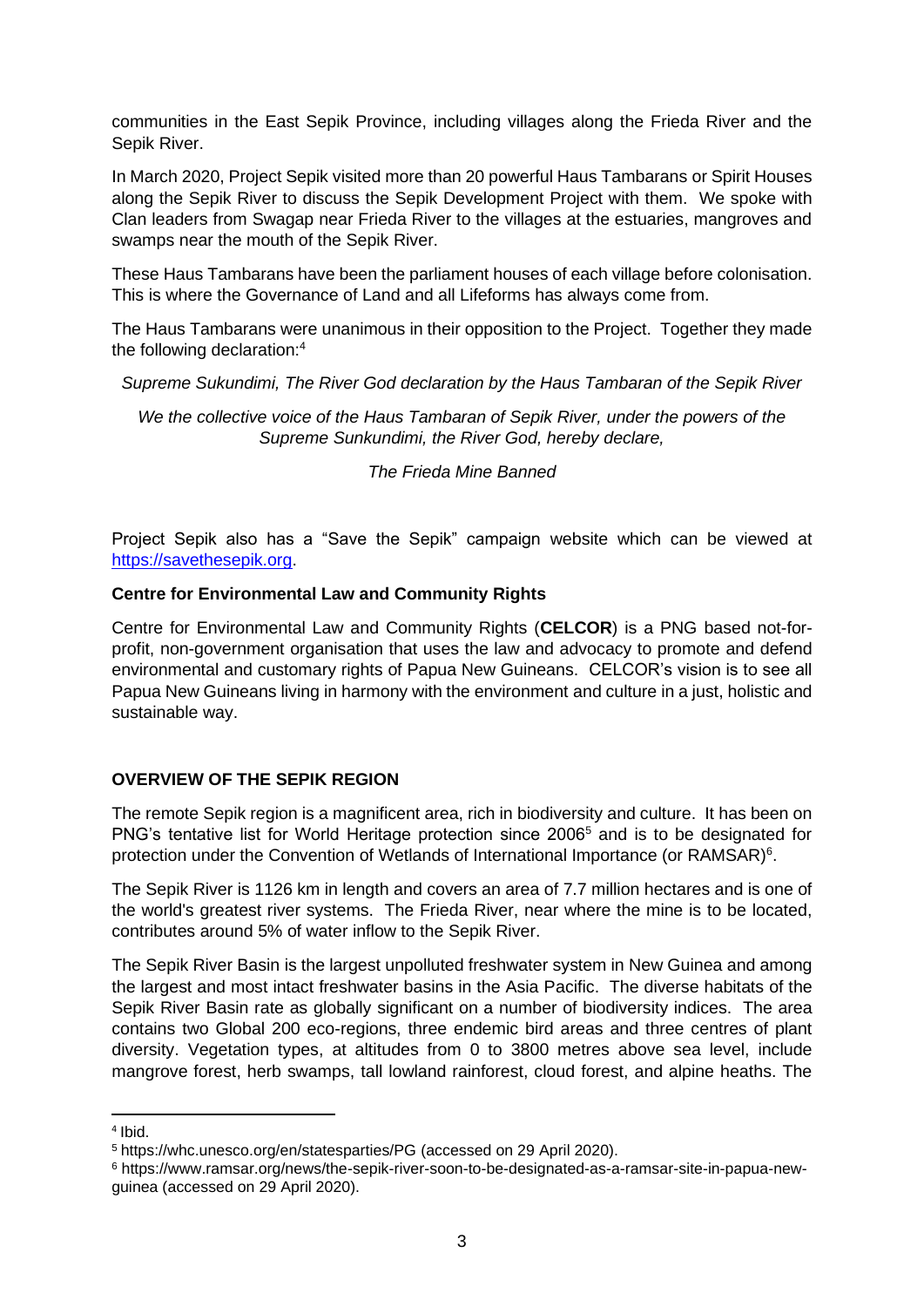communities in the East Sepik Province, including villages along the Frieda River and the Sepik River.

In March 2020, Project Sepik visited more than 20 powerful Haus Tambarans or Spirit Houses along the Sepik River to discuss the Sepik Development Project with them. We spoke with Clan leaders from Swagap near Frieda River to the villages at the estuaries, mangroves and swamps near the mouth of the Sepik River.

These Haus Tambarans have been the parliament houses of each village before colonisation. This is where the Governance of Land and all Lifeforms has always come from.

The Haus Tambarans were unanimous in their opposition to the Project. Together they made the following declaration:[4]

*Supreme Sukundimi, The River God declaration by the Haus Tambaran of the Sepik River*

*We the collective voice of the Haus Tambaran of Sepik River, under the powers of the Supreme Sunkundimi, the River God, hereby declare,*

*The Frieda Mine Banned*

Project Sepik also has a "Save the Sepik" campaign website which can be viewed at [https://savethesepik.org](https://savethesepik.org).

**Centre for Environmental Law and Community Rights**

Centre for Environmental Law and Community Rights (**CELCOR**) is a PNG based not-for-profit, non-government organisation that uses the law and advocacy to promote and defend environmental and customary rights of Papua New Guineans. CELCOR's vision is to see all Papua New Guineans living in harmony with the environment and culture in a just, holistic and sustainable way.

**OVERVIEW OF THE SEPIK REGION**

The remote Sepik region is a magnificent area, rich in biodiversity and culture. It has been on PNG's tentative list for World Heritage protection since 2006[5] and is to be designated for protection under the Convention of Wetlands of International Importance (or RAMSAR)[6].

The Sepik River is 1126 km in length and covers an area of 7.7 million hectares and is one of the world's greatest river systems. The Frieda River, near where the mine is to be located, contributes around 5% of water inflow to the Sepik River.

The Sepik River Basin is the largest unpolluted freshwater system in New Guinea and among the largest and most intact freshwater basins in the Asia Pacific. The diverse habitats of the Sepik River Basin rate as globally significant on a number of biodiversity indices. The area contains two Global 200 eco-regions, three endemic bird areas and three centres of plant diversity. Vegetation types, at altitudes from 0 to 3800 metres above sea level, include mangrove forest, herb swamps, tall lowland rainforest, cloud forest, and alpine heaths. The

---

[4] Ibid.

[5] https://whc.unesco.org/en/statesparties/PG (accessed on 29 April 2020).

[6] https://www.ramsar.org/news/the-sepik-river-soon-to-be-designated-as-a-ramsar-site-in-papua-new-guinea (accessed on 29 April 2020).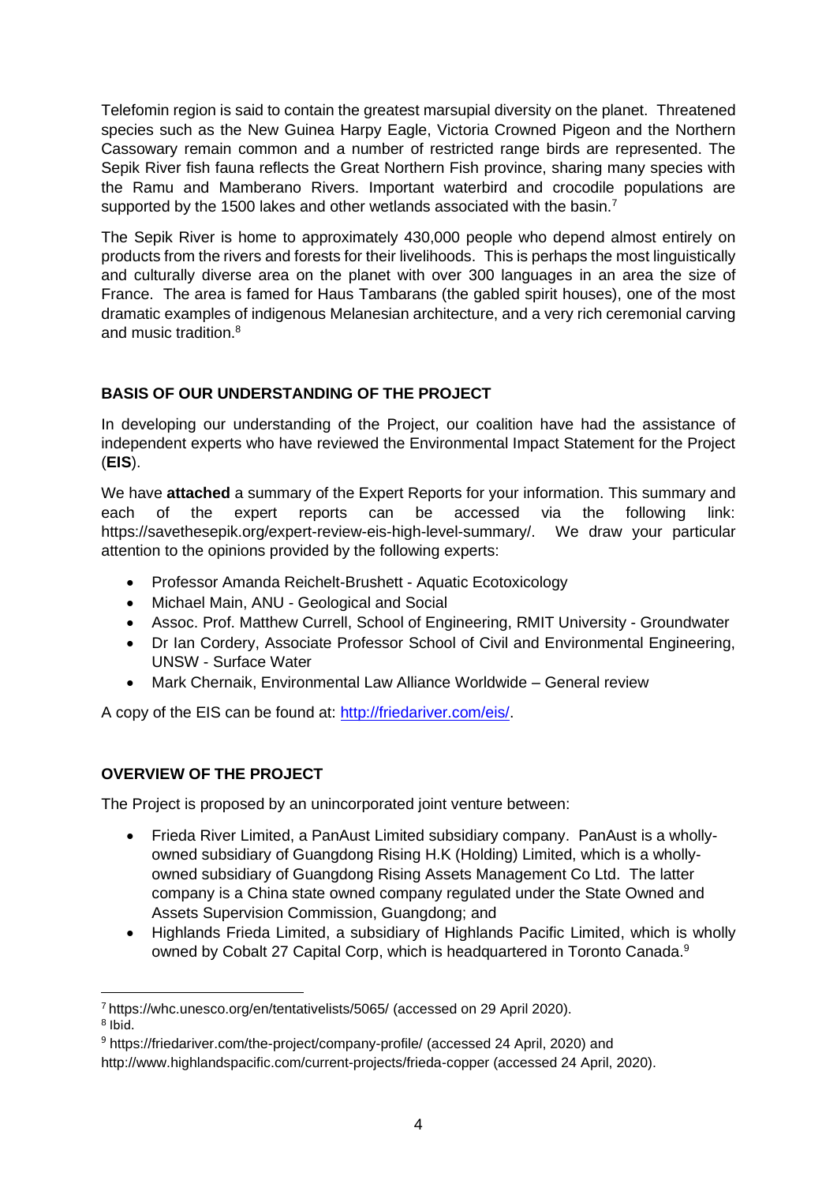Telefomin region is said to contain the greatest marsupial diversity on the planet. Threatened species such as the New Guinea Harpy Eagle, Victoria Crowned Pigeon and the Northern Cassowary remain common and a number of restricted range birds are represented. The Sepik River fish fauna reflects the Great Northern Fish province, sharing many species with the Ramu and Mamberano Rivers. Important waterbird and crocodile populations are supported by the 1500 lakes and other wetlands associated with the basin.[7]

The Sepik River is home to approximately 430,000 people who depend almost entirely on products from the rivers and forests for their livelihoods. This is perhaps the most linguistically and culturally diverse area on the planet with over 300 languages in an area the size of France. The area is famed for Haus Tambarans (the gabled spirit houses), one of the most dramatic examples of indigenous Melanesian architecture, and a very rich ceremonial carving and music tradition.[8]

## BASIS OF OUR UNDERSTANDING OF THE PROJECT

In developing our understanding of the Project, our coalition have had the assistance of independent experts who have reviewed the Environmental Impact Statement for the Project (**EIS**).

We have **attached** a summary of the Expert Reports for your information. This summary and each of the expert reports can be accessed via the following link: https://savethesepik.org/expert-review-eis-high-level-summary/. We draw your particular attention to the opinions provided by the following experts:

- Professor Amanda Reichelt-Brushett - Aquatic Ecotoxicology
- Michael Main, ANU - Geological and Social
- Assoc. Prof. Matthew Currell, School of Engineering, RMIT University - Groundwater
- Dr Ian Cordery, Associate Professor School of Civil and Environmental Engineering, UNSW - Surface Water
- Mark Chernaik, Environmental Law Alliance Worldwide – General review

A copy of the EIS can be found at: http://friedariver.com/eis/.

## OVERVIEW OF THE PROJECT

The Project is proposed by an unincorporated joint venture between:

- Frieda River Limited, a PanAust Limited subsidiary company. PanAust is a wholly-owned subsidiary of Guangdong Rising H.K (Holding) Limited, which is a wholly-owned subsidiary of Guangdong Rising Assets Management Co Ltd. The latter company is a China state owned company regulated under the State Owned and Assets Supervision Commission, Guangdong; and
- Highlands Frieda Limited, a subsidiary of Highlands Pacific Limited, which is wholly owned by Cobalt 27 Capital Corp, which is headquartered in Toronto Canada.[9]

---

[7] https://whc.unesco.org/en/tentativelists/5065/ (accessed on 29 April 2020).

[8] Ibid.

[9] https://friedariver.com/the-project/company-profile/ (accessed 24 April, 2020) and http://www.highlandspacific.com/current-projects/frieda-copper (accessed 24 April, 2020).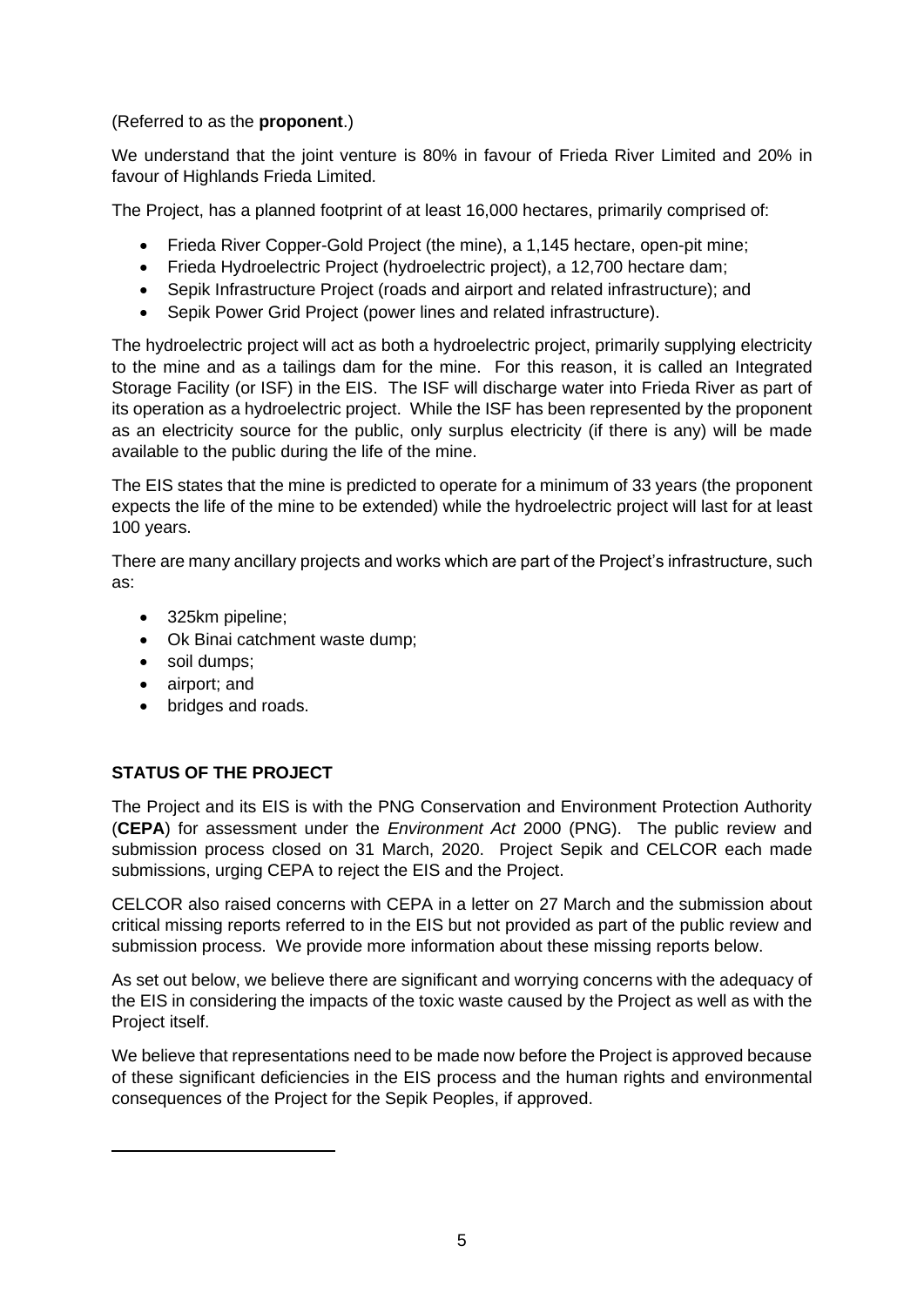(Referred to as the **proponent**.)

We understand that the joint venture is 80% in favour of Frieda River Limited and 20% in favour of Highlands Frieda Limited.

The Project, has a planned footprint of at least 16,000 hectares, primarily comprised of:

- Frieda River Copper-Gold Project (the mine), a 1,145 hectare, open-pit mine;
- Frieda Hydroelectric Project (hydroelectric project), a 12,700 hectare dam;
- Sepik Infrastructure Project (roads and airport and related infrastructure); and
- Sepik Power Grid Project (power lines and related infrastructure).

The hydroelectric project will act as both a hydroelectric project, primarily supplying electricity to the mine and as a tailings dam for the mine. For this reason, it is called an Integrated Storage Facility (or ISF) in the EIS. The ISF will discharge water into Frieda River as part of its operation as a hydroelectric project. While the ISF has been represented by the proponent as an electricity source for the public, only surplus electricity (if there is any) will be made available to the public during the life of the mine.

The EIS states that the mine is predicted to operate for a minimum of 33 years (the proponent expects the life of the mine to be extended) while the hydroelectric project will last for at least 100 years.

There are many ancillary projects and works which are part of the Project's infrastructure, such as:

- 325km pipeline;
- Ok Binai catchment waste dump;
- soil dumps;
- airport; and
- bridges and roads.

## STATUS OF THE PROJECT

The Project and its EIS is with the PNG Conservation and Environment Protection Authority (**CEPA**) for assessment under the *Environment Act* 2000 (PNG). The public review and submission process closed on 31 March, 2020. Project Sepik and CELCOR each made submissions, urging CEPA to reject the EIS and the Project.

CELCOR also raised concerns with CEPA in a letter on 27 March and the submission about critical missing reports referred to in the EIS but not provided as part of the public review and submission process. We provide more information about these missing reports below.

As set out below, we believe there are significant and worrying concerns with the adequacy of the EIS in considering the impacts of the toxic waste caused by the Project as well as with the Project itself.

We believe that representations need to be made now before the Project is approved because of these significant deficiencies in the EIS process and the human rights and environmental consequences of the Project for the Sepik Peoples, if approved.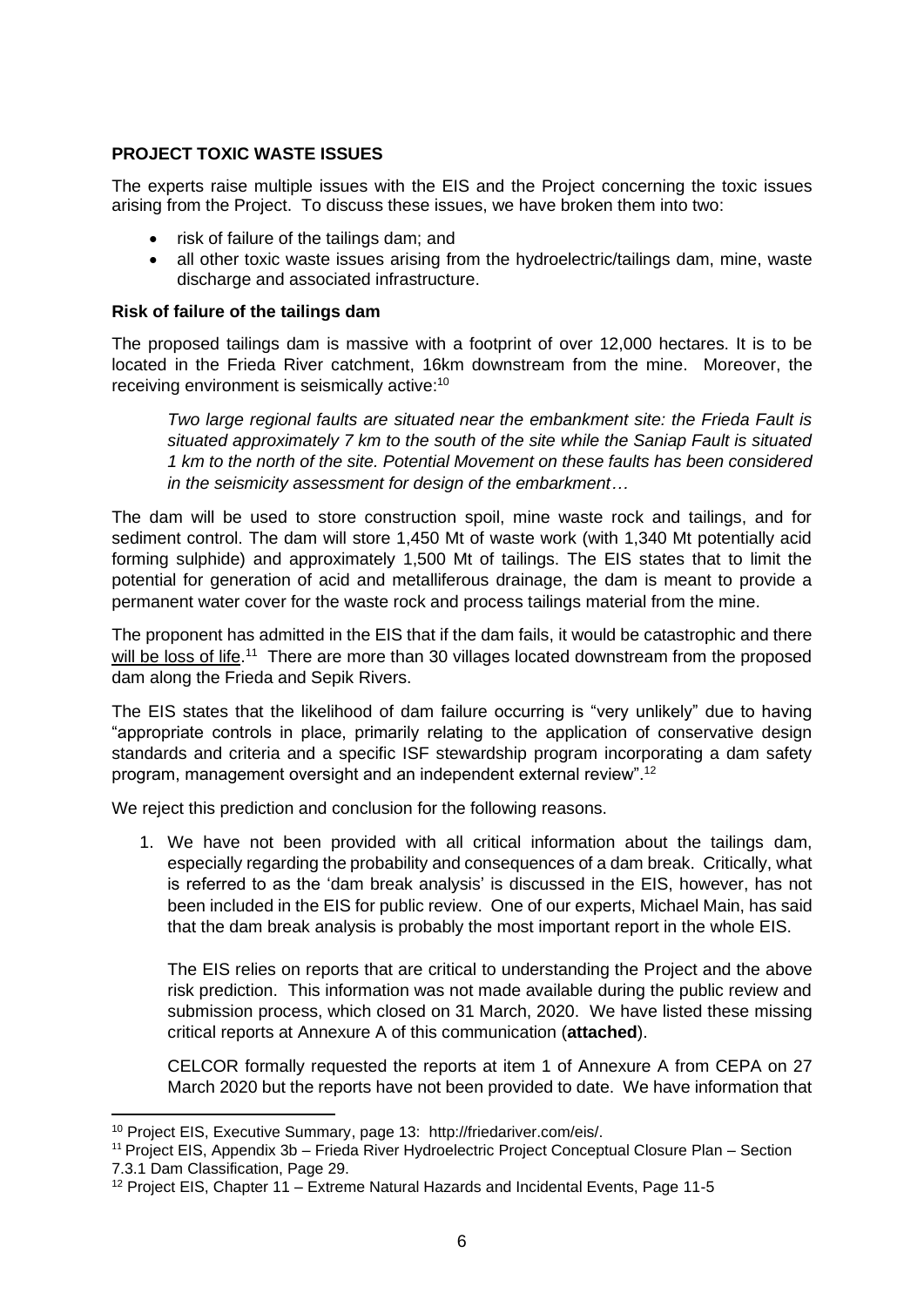**PROJECT TOXIC WASTE ISSUES**

The experts raise multiple issues with the EIS and the Project concerning the toxic issues arising from the Project. To discuss these issues, we have broken them into two:

- risk of failure of the tailings dam; and
- all other toxic waste issues arising from the hydroelectric/tailings dam, mine, waste discharge and associated infrastructure.

**Risk of failure of the tailings dam**

The proposed tailings dam is massive with a footprint of over 12,000 hectares. It is to be located in the Frieda River catchment, 16km downstream from the mine. Moreover, the receiving environment is seismically active:[10]

> *Two large regional faults are situated near the embankment site: the Frieda Fault is situated approximately 7 km to the south of the site while the Saniap Fault is situated 1 km to the north of the site. Potential Movement on these faults has been considered in the seismicity assessment for design of the embankment…*

The dam will be used to store construction spoil, mine waste rock and tailings, and for sediment control. The dam will store 1,450 Mt of waste work (with 1,340 Mt potentially acid forming sulphide) and approximately 1,500 Mt of tailings. The EIS states that to limit the potential for generation of acid and metalliferous drainage, the dam is meant to provide a permanent water cover for the waste rock and process tailings material from the mine.

The proponent has admitted in the EIS that if the dam fails, it would be catastrophic and there will be loss of life.[11] There are more than 30 villages located downstream from the proposed dam along the Frieda and Sepik Rivers.

The EIS states that the likelihood of dam failure occurring is "very unlikely" due to having "appropriate controls in place, primarily relating to the application of conservative design standards and criteria and a specific ISF stewardship program incorporating a dam safety program, management oversight and an independent external review".[12]

We reject this prediction and conclusion for the following reasons.

1. We have not been provided with all critical information about the tailings dam, especially regarding the probability and consequences of a dam break. Critically, what is referred to as the 'dam break analysis' is discussed in the EIS, however, has not been included in the EIS for public review. One of our experts, Michael Main, has said that the dam break analysis is probably the most important report in the whole EIS.

   The EIS relies on reports that are critical to understanding the Project and the above risk prediction. This information was not made available during the public review and submission process, which closed on 31 March, 2020. We have listed these missing critical reports at Annexure A of this communication (**attached**).

   CELCOR formally requested the reports at item 1 of Annexure A from CEPA on 27 March 2020 but the reports have not been provided to date. We have information that

---

[10] Project EIS, Executive Summary, page 13: http://friedariver.com/eis/.

[11] Project EIS, Appendix 3b – Frieda River Hydroelectric Project Conceptual Closure Plan – Section 7.3.1 Dam Classification, Page 29.

[12] Project EIS, Chapter 11 – Extreme Natural Hazards and Incidental Events, Page 11-5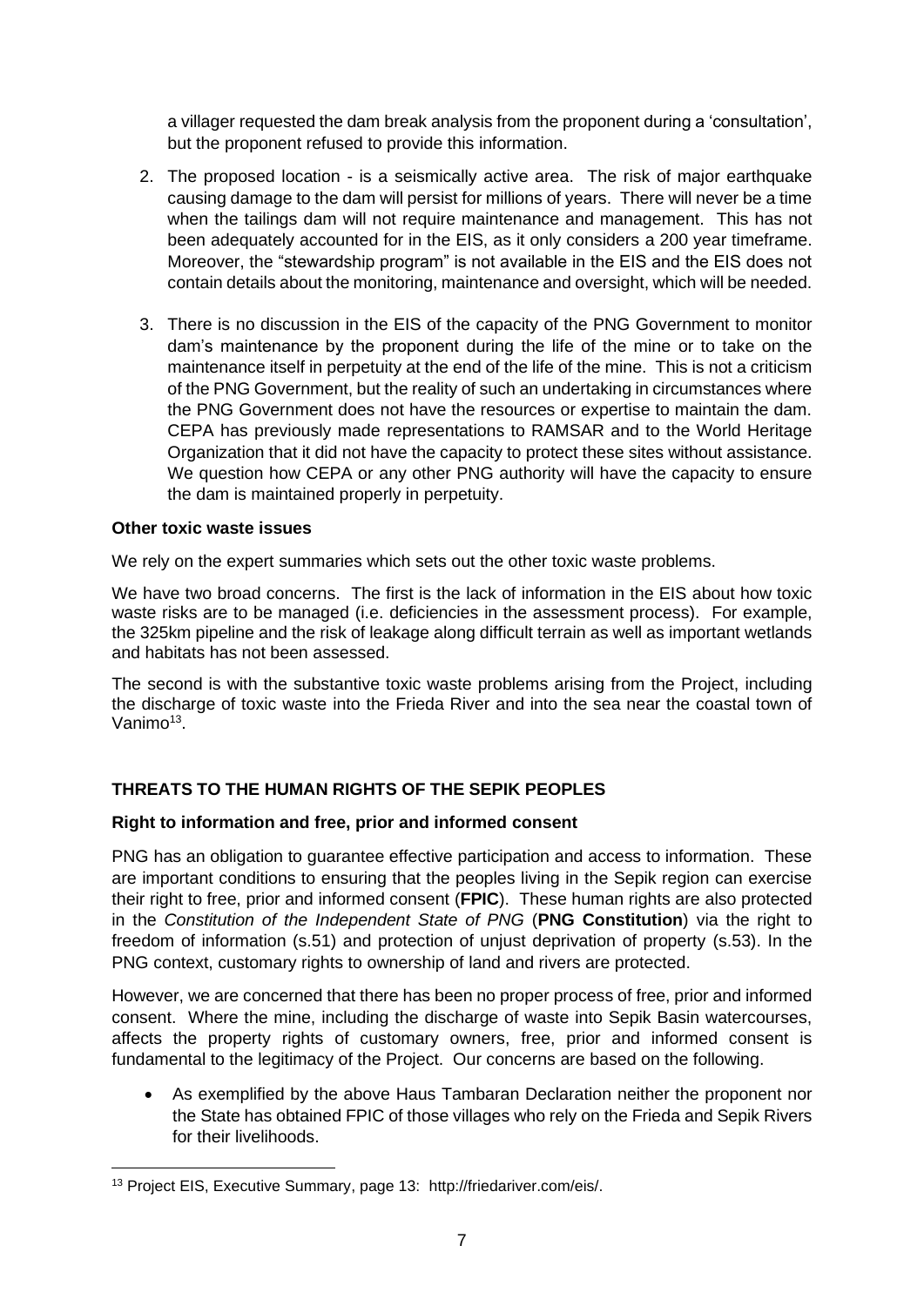a villager requested the dam break analysis from the proponent during a 'consultation', but the proponent refused to provide this information.

2. The proposed location - is a seismically active area. The risk of major earthquake causing damage to the dam will persist for millions of years. There will never be a time when the tailings dam will not require maintenance and management. This has not been adequately accounted for in the EIS, as it only considers a 200 year timeframe. Moreover, the "stewardship program" is not available in the EIS and the EIS does not contain details about the monitoring, maintenance and oversight, which will be needed.

3. There is no discussion in the EIS of the capacity of the PNG Government to monitor dam's maintenance by the proponent during the life of the mine or to take on the maintenance itself in perpetuity at the end of the life of the mine. This is not a criticism of the PNG Government, but the reality of such an undertaking in circumstances where the PNG Government does not have the resources or expertise to maintain the dam. CEPA has previously made representations to RAMSAR and to the World Heritage Organization that it did not have the capacity to protect these sites without assistance. We question how CEPA or any other PNG authority will have the capacity to ensure the dam is maintained properly in perpetuity.

**Other toxic waste issues**

We rely on the expert summaries which sets out the other toxic waste problems.

We have two broad concerns. The first is the lack of information in the EIS about how toxic waste risks are to be managed (i.e. deficiencies in the assessment process). For example, the 325km pipeline and the risk of leakage along difficult terrain as well as important wetlands and habitats has not been assessed.

The second is with the substantive toxic waste problems arising from the Project, including the discharge of toxic waste into the Frieda River and into the sea near the coastal town of Vanimo[13].

## THREATS TO THE HUMAN RIGHTS OF THE SEPIK PEOPLES

**Right to information and free, prior and informed consent**

PNG has an obligation to guarantee effective participation and access to information. These are important conditions to ensuring that the peoples living in the Sepik region can exercise their right to free, prior and informed consent (**FPIC**). These human rights are also protected in the *Constitution of the Independent State of PNG* (**PNG Constitution**) via the right to freedom of information (s.51) and protection of unjust deprivation of property (s.53). In the PNG context, customary rights to ownership of land and rivers are protected.

However, we are concerned that there has been no proper process of free, prior and informed consent. Where the mine, including the discharge of waste into Sepik Basin watercourses, affects the property rights of customary owners, free, prior and informed consent is fundamental to the legitimacy of the Project. Our concerns are based on the following.

- As exemplified by the above Haus Tambaran Declaration neither the proponent nor the State has obtained FPIC of those villages who rely on the Frieda and Sepik Rivers for their livelihoods.

[13] Project EIS, Executive Summary, page 13: http://friedariver.com/eis/.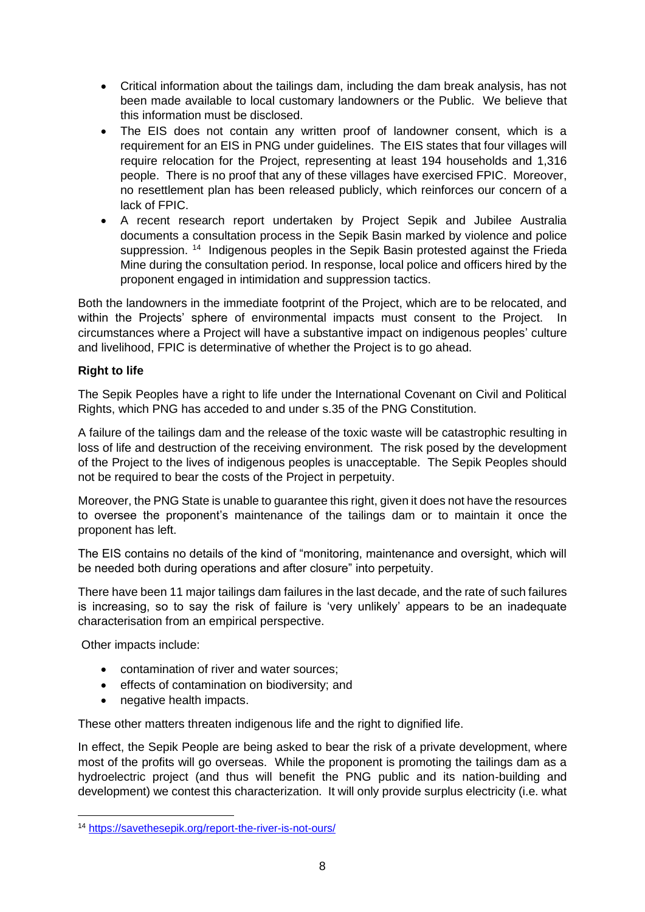- Critical information about the tailings dam, including the dam break analysis, has not been made available to local customary landowners or the Public. We believe that this information must be disclosed.
- The EIS does not contain any written proof of landowner consent, which is a requirement for an EIS in PNG under guidelines. The EIS states that four villages will require relocation for the Project, representing at least 194 households and 1,316 people. There is no proof that any of these villages have exercised FPIC. Moreover, no resettlement plan has been released publicly, which reinforces our concern of a lack of FPIC.
- A recent research report undertaken by Project Sepik and Jubilee Australia documents a consultation process in the Sepik Basin marked by violence and police suppression. [14] Indigenous peoples in the Sepik Basin protested against the Frieda Mine during the consultation period. In response, local police and officers hired by the proponent engaged in intimidation and suppression tactics.

Both the landowners in the immediate footprint of the Project, which are to be relocated, and within the Projects' sphere of environmental impacts must consent to the Project. In circumstances where a Project will have a substantive impact on indigenous peoples' culture and livelihood, FPIC is determinative of whether the Project is to go ahead.

**Right to life**

The Sepik Peoples have a right to life under the International Covenant on Civil and Political Rights, which PNG has acceded to and under s.35 of the PNG Constitution.

A failure of the tailings dam and the release of the toxic waste will be catastrophic resulting in loss of life and destruction of the receiving environment. The risk posed by the development of the Project to the lives of indigenous peoples is unacceptable. The Sepik Peoples should not be required to bear the costs of the Project in perpetuity.

Moreover, the PNG State is unable to guarantee this right, given it does not have the resources to oversee the proponent's maintenance of the tailings dam or to maintain it once the proponent has left.

The EIS contains no details of the kind of "monitoring, maintenance and oversight, which will be needed both during operations and after closure" into perpetuity.

There have been 11 major tailings dam failures in the last decade, and the rate of such failures is increasing, so to say the risk of failure is 'very unlikely' appears to be an inadequate characterisation from an empirical perspective.

Other impacts include:

- contamination of river and water sources;
- effects of contamination on biodiversity; and
- negative health impacts.

These other matters threaten indigenous life and the right to dignified life.

In effect, the Sepik People are being asked to bear the risk of a private development, where most of the profits will go overseas. While the proponent is promoting the tailings dam as a hydroelectric project (and thus will benefit the PNG public and its nation-building and development) we contest this characterization. It will only provide surplus electricity (i.e. what

[14] https://savethesepik.org/report-the-river-is-not-ours/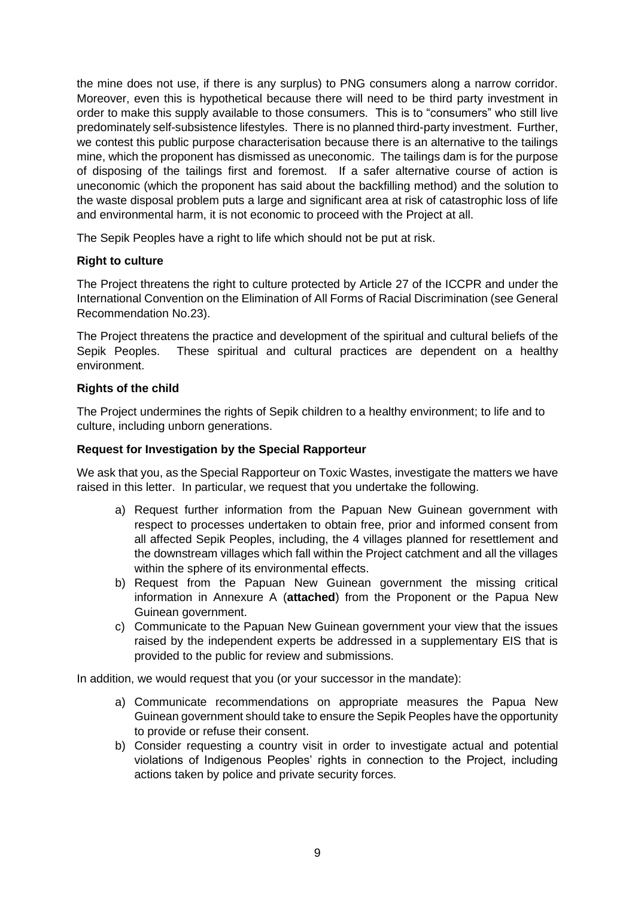the mine does not use, if there is any surplus) to PNG consumers along a narrow corridor. Moreover, even this is hypothetical because there will need to be third party investment in order to make this supply available to those consumers. This is to "consumers" who still live predominately self-subsistence lifestyles. There is no planned third-party investment. Further, we contest this public purpose characterisation because there is an alternative to the tailings mine, which the proponent has dismissed as uneconomic. The tailings dam is for the purpose of disposing of the tailings first and foremost. If a safer alternative course of action is uneconomic (which the proponent has said about the backfilling method) and the solution to the waste disposal problem puts a large and significant area at risk of catastrophic loss of life and environmental harm, it is not economic to proceed with the Project at all.

The Sepik Peoples have a right to life which should not be put at risk.

**Right to culture**

The Project threatens the right to culture protected by Article 27 of the ICCPR and under the International Convention on the Elimination of All Forms of Racial Discrimination (see General Recommendation No.23).

The Project threatens the practice and development of the spiritual and cultural beliefs of the Sepik Peoples. These spiritual and cultural practices are dependent on a healthy environment.

**Rights of the child**

The Project undermines the rights of Sepik children to a healthy environment; to life and to culture, including unborn generations.

**Request for Investigation by the Special Rapporteur**

We ask that you, as the Special Rapporteur on Toxic Wastes, investigate the matters we have raised in this letter. In particular, we request that you undertake the following.

a) Request further information from the Papuan New Guinean government with respect to processes undertaken to obtain free, prior and informed consent from all affected Sepik Peoples, including, the 4 villages planned for resettlement and the downstream villages which fall within the Project catchment and all the villages within the sphere of its environmental effects.
b) Request from the Papuan New Guinean government the missing critical information in Annexure A (**attached**) from the Proponent or the Papua New Guinean government.
c) Communicate to the Papuan New Guinean government your view that the issues raised by the independent experts be addressed in a supplementary EIS that is provided to the public for review and submissions.

In addition, we would request that you (or your successor in the mandate):

a) Communicate recommendations on appropriate measures the Papua New Guinean government should take to ensure the Sepik Peoples have the opportunity to provide or refuse their consent.
b) Consider requesting a country visit in order to investigate actual and potential violations of Indigenous Peoples' rights in connection to the Project, including actions taken by police and private security forces.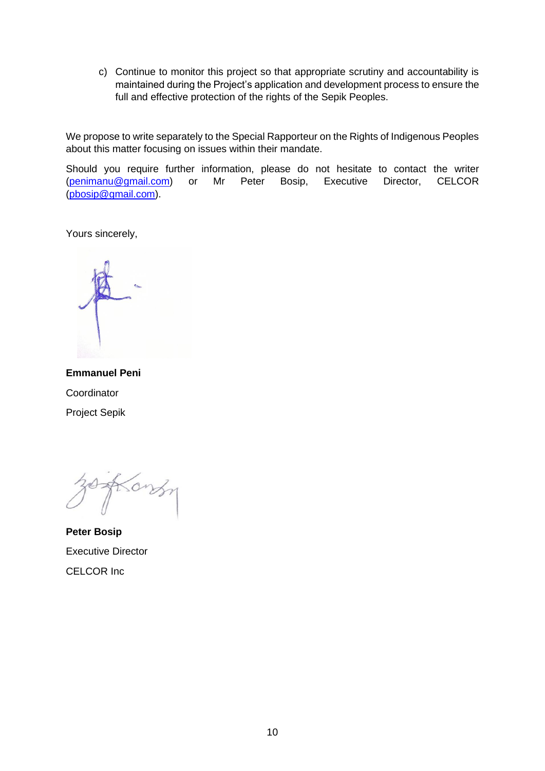c) Continue to monitor this project so that appropriate scrutiny and accountability is maintained during the Project's application and development process to ensure the full and effective protection of the rights of the Sepik Peoples.

We propose to write separately to the Special Rapporteur on the Rights of Indigenous Peoples about this matter focusing on issues within their mandate.

Should you require further information, please do not hesitate to contact the writer (penimanu@gmail.com) or Mr Peter Bosip, Executive Director, CELCOR (pbosip@gmail.com).

Yours sincerely,

**Emmanuel Peni**

Coordinator

Project Sepik

**Peter Bosip**

Executive Director

CELCOR Inc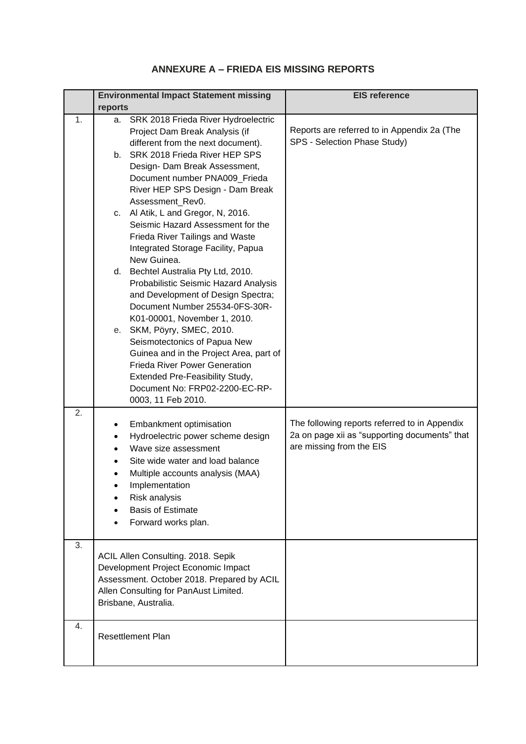# ANNEXURE A – FRIEDA EIS MISSING REPORTS

| | Environmental Impact Statement missing reports | EIS reference |
|---|---|---|
| 1. | a. SRK 2018 Frieda River Hydroelectric Project Dam Break Analysis (if different from the next document).<br>b. SRK 2018 Frieda River HEP SPS Design- Dam Break Assessment, Document number PNA009_Frieda River HEP SPS Design - Dam Break Assessment_Rev0.<br>c. Al Atik, L and Gregor, N, 2016. Seismic Hazard Assessment for the Frieda River Tailings and Waste Integrated Storage Facility, Papua New Guinea.<br>d. Bechtel Australia Pty Ltd, 2010. Probabilistic Seismic Hazard Analysis and Development of Design Spectra; Document Number 25534-0FS-30R-K01-00001, November 1, 2010.<br>e. SKM, Pöyry, SMEC, 2010. Seismotectonics of Papua New Guinea and in the Project Area, part of Frieda River Power Generation Extended Pre-Feasibility Study, Document No: FRP02-2200-EC-RP-0003, 11 Feb 2010. | Reports are referred to in Appendix 2a (The SPS - Selection Phase Study) |
| 2. | • Embankment optimisation<br>• Hydroelectric power scheme design<br>• Wave size assessment<br>• Site wide water and load balance<br>• Multiple accounts analysis (MAA)<br>• Implementation<br>• Risk analysis<br>• Basis of Estimate<br>• Forward works plan. | The following reports referred to in Appendix 2a on page xii as "supporting documents" that are missing from the EIS |
| 3. | ACIL Allen Consulting. 2018. Sepik Development Project Economic Impact Assessment. October 2018. Prepared by ACIL Allen Consulting for PanAust Limited. Brisbane, Australia. | |
| 4. | Resettlement Plan | |